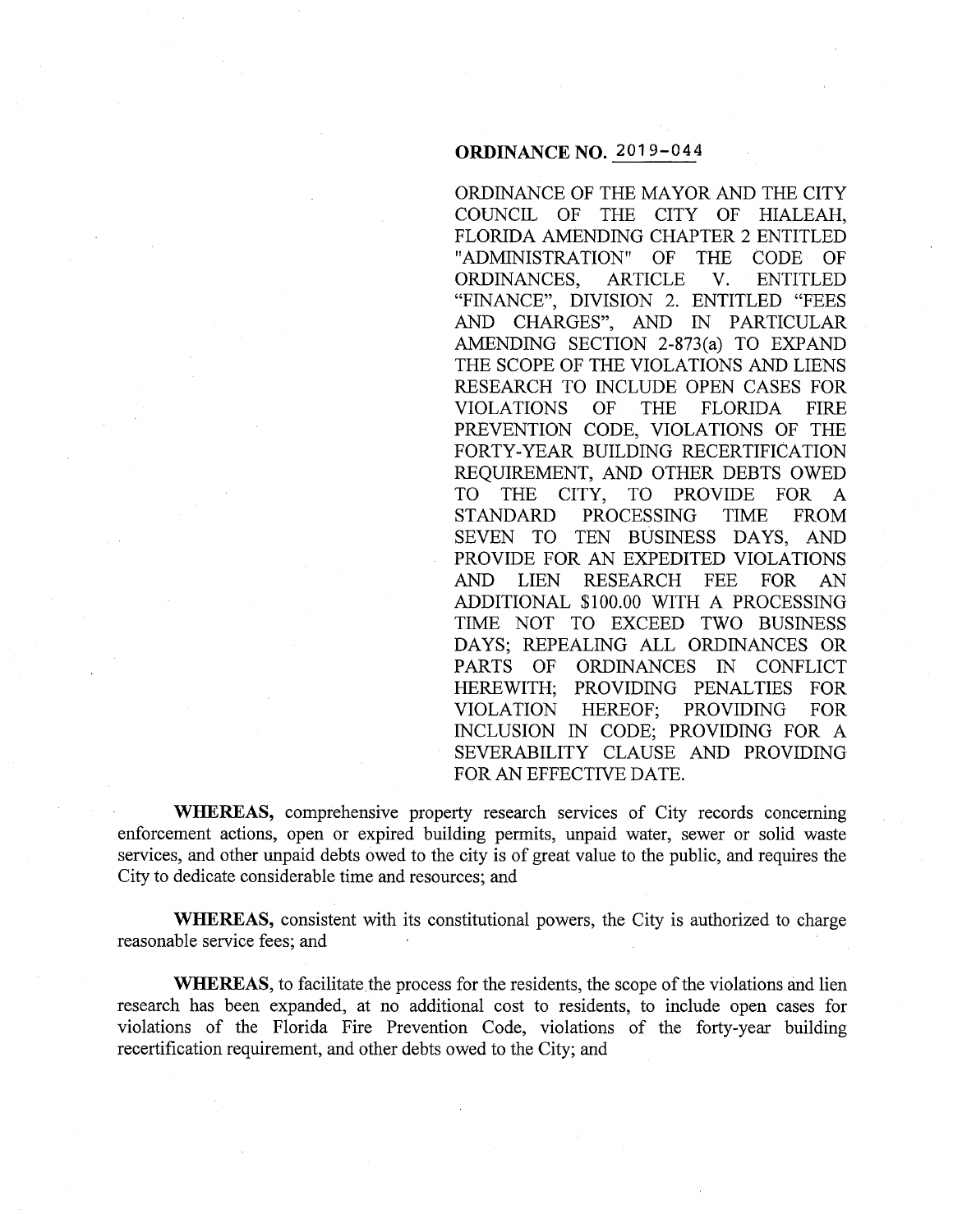**ORDINANCE NO. 2019-044**

ORDINANCE OF THE MAYOR AND THE CITY COUNCIL OF THE CITY OF HIALEAH, FLORIDA AMENDING CHAPTER 2 ENTITLED "ADMINISTRATION" OF THE CODE OF ORDINANCES, ARTICLE V. ENTITLED "FINANCE", DIVISION 2. ENTITLED "FEES AND CHARGES", AND IN PARTICULAR AMENDING SECTION 2-873(a) TO EXPAND THE SCOPE OF THE VIOLATIONS AND LIENS RESEARCH TO INCLUDE OPEN CASES FOR VIOLATIONS OF THE FLORIDA FIRE PREVENTION CODE, VIOLATIONS OF THE FORTY-YEAR BUILDING RECERTIFICATION REQUIREMENT, AND OTHER DEBTS OWED TO THE CITY, TO PROVIDE FOR A STANDARD PROCESSING TIME FROM SEVEN TO TEN BUSINESS DAYS, AND PROVIDE FOR AN EXPEDITED VIOLATIONS AND LIEN RESEARCH FEE FOR AN ADDITIONAL $100.00 WITH A PROCESSING TIME NOT TO EXCEED TWO BUSINESS DAYS; REPEALING ALL ORDINANCES OR PARTS OF ORDINANCES IN CONFLICT HEREWITH; PROVIDING PENALTIES FOR VIOLATION HEREOF; PROVIDING FOR INCLUSION IN CODE; PROVIDING FOR A SEVERABILITY CLAUSE AND PROVIDING FOR AN EFFECTIVE DATE.

**WHEREAS,** comprehensive property research services of City records concerning enforcement actions, open or expired building permits, unpaid water, sewer or solid waste services, and other unpaid debts owed to the city is of great value to the public, and requires the City to dedicate considerable time and resources; and

**WHEREAS,** consistent with its constitutional powers, the City is authorized to charge reasonable service fees; and

**WHEREAS,** to facilitate the process for the residents, the scope of the violations and lien research has been expanded, at no additional cost to residents, to include open cases for violations of the Florida Fire Prevention Code, violations of the forty-year building recertification requirement, and other debts owed to the City; and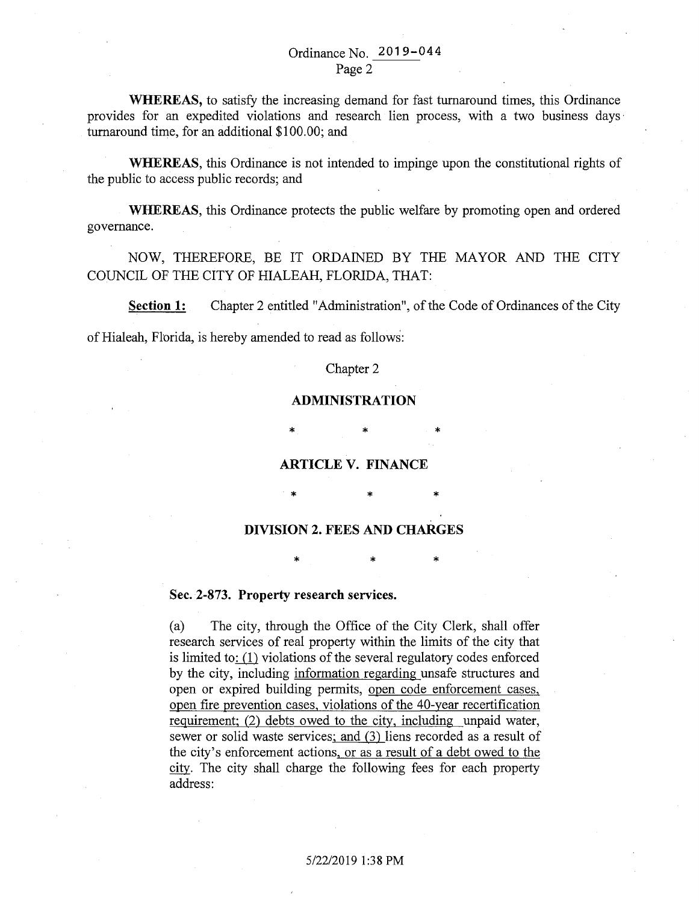**WHEREAS,** to satisfy the increasing demand for fast turnaround times, this Ordinance provides for an expedited violations and research lien process, with a two business days turnaround time, for an additional $100.00; and

**WHEREAS**, this Ordinance is not intended to impinge upon the constitutional rights of the public to access public records; and

**WHEREAS**, this Ordinance protects the public welfare by promoting open and ordered governance.

NOW, THEREFORE, BE IT ORDAINED BY THE MAYOR AND THE CITY COUNCIL OF THE CITY OF HIALEAH, FLORIDA, THAT:

**Section 1:** Chapter 2 entitled "Administration", of the Code of Ordinances of the City of Hialeah, Florida, is hereby amended to read as follows:

Chapter 2

**ADMINISTRATION**

\* \* \*

**ARTICLE V. FINANCE**

\* \* \*

**DIVISION 2. FEES AND CHARGES**

\* \* \*

**Sec. 2-873. Property research services.**

(a) The city, through the Office of the City Clerk, shall offer research services of real property within the limits of the city that is limited to: (1) violations of the several regulatory codes enforced by the city, including information regarding unsafe structures and open or expired building permits, open code enforcement cases, open fire prevention cases, violations of the 40-year recertification requirement; (2) debts owed to the city, including unpaid water, sewer or solid waste services; and (3) liens recorded as a result of the city's enforcement actions, or as a result of a debt owed to the city. The city shall charge the following fees for each property address: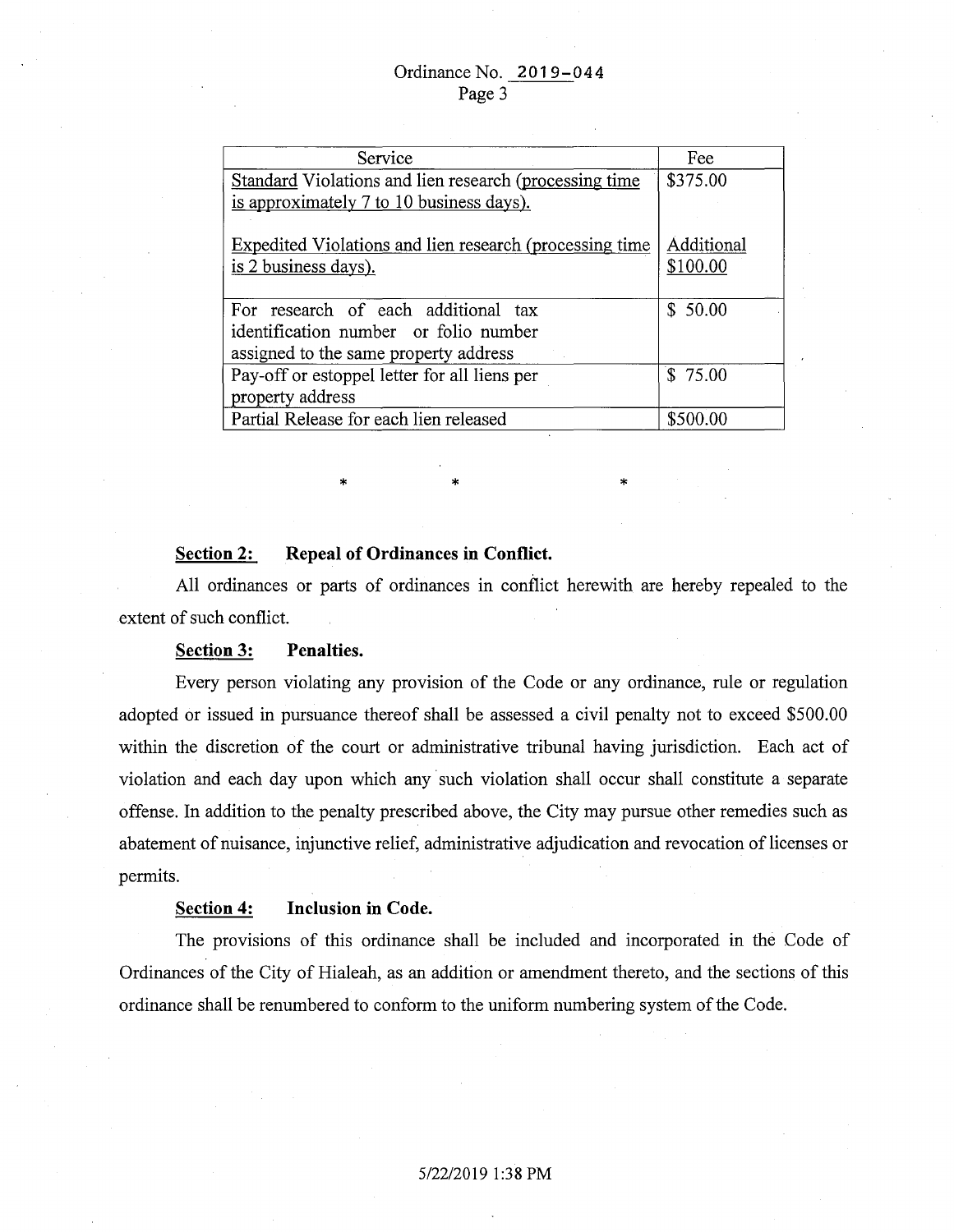| Service | Fee |
|---|---|
| Standard Violations and lien research (processing time is approximately 7 to 10 business days).<br><br>Expedited Violations and lien research (processing time is 2 business days). | \$375.00<br><br>Additional \$100.00 |
| For research of each additional tax identification number or folio number assigned to the same property address | \$ 50.00 |
| Pay-off or estoppel letter for all liens per property address | \$ 75.00 |
| Partial Release for each lien released | \$500.00 |

\*　　　　\*　　　　\*

**Section 2: Repeal of Ordinances in Conflict.**

All ordinances or parts of ordinances in conflict herewith are hereby repealed to the extent of such conflict.

**Section 3: Penalties.**

Every person violating any provision of the Code or any ordinance, rule or regulation adopted or issued in pursuance thereof shall be assessed a civil penalty not to exceed \$500.00 within the discretion of the court or administrative tribunal having jurisdiction. Each act of violation and each day upon which any such violation shall occur shall constitute a separate offense. In addition to the penalty prescribed above, the City may pursue other remedies such as abatement of nuisance, injunctive relief, administrative adjudication and revocation of licenses or permits.

**Section 4: Inclusion in Code.**

The provisions of this ordinance shall be included and incorporated in the Code of Ordinances of the City of Hialeah, as an addition or amendment thereto, and the sections of this ordinance shall be renumbered to conform to the uniform numbering system of the Code.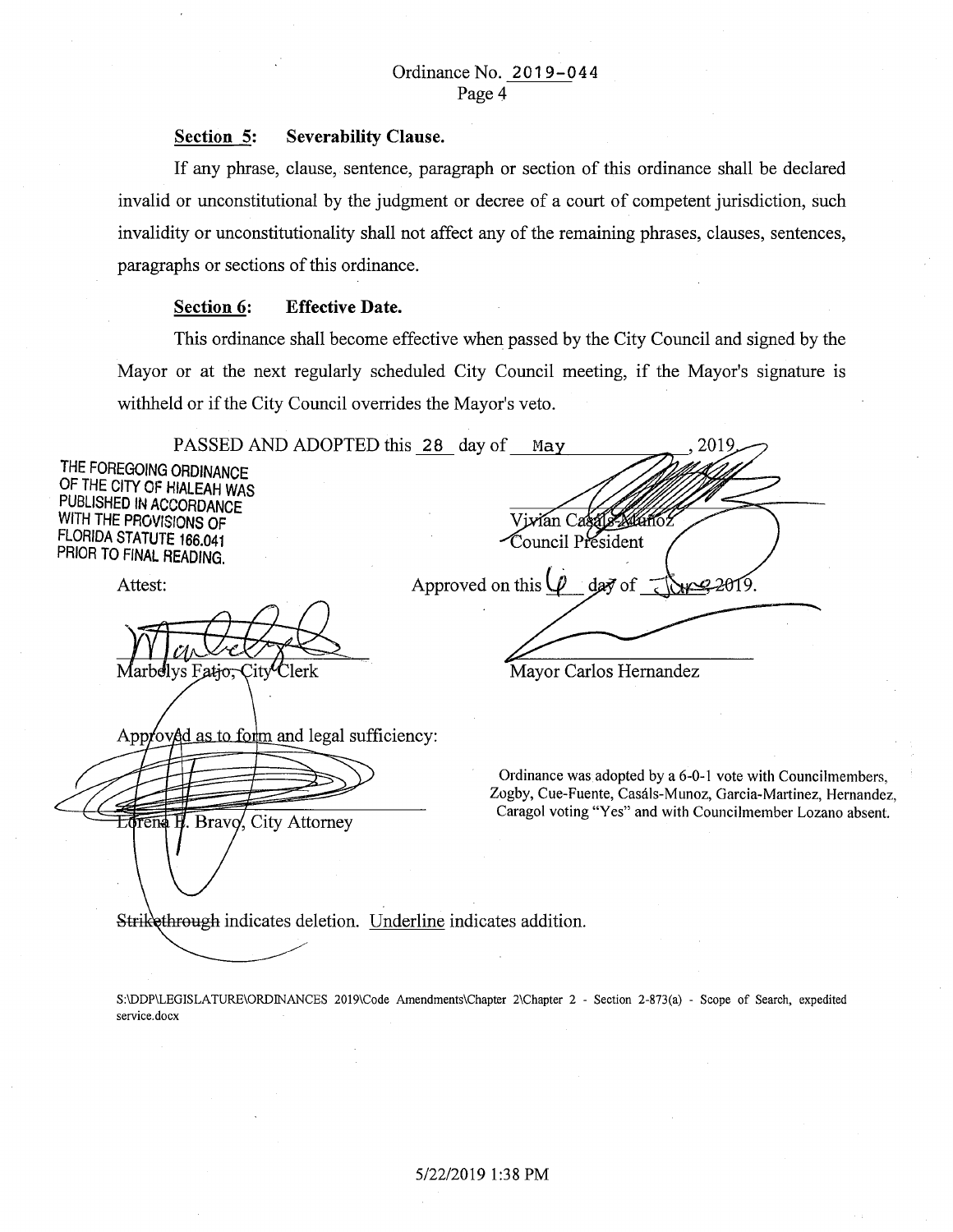**Section 5: Severability Clause.**

If any phrase, clause, sentence, paragraph or section of this ordinance shall be declared invalid or unconstitutional by the judgment or decree of a court of competent jurisdiction, such invalidity or unconstitutionality shall not affect any of the remaining phrases, clauses, sentences, paragraphs or sections of this ordinance.

**Section 6: Effective Date.**

This ordinance shall become effective when passed by the City Council and signed by the Mayor or at the next regularly scheduled City Council meeting, if the Mayor's signature is withheld or if the City Council overrides the Mayor's veto.

PASSED AND ADOPTED this 28 day of May, 2019.

THE FOREGOING ORDINANCE OF THE CITY OF HIALEAH WAS PUBLISHED IN ACCORDANCE WITH THE PROVISIONS OF FLORIDA STATUTE 166.041 PRIOR TO FINAL READING.

Vivian Casáls-Muñoz
Council President

Approved on this 6 day of June 2019.

Attest:

Marbelys Fatjo, City Clerk

Mayor Carlos Hernandez

Approved as to form and legal sufficiency:

Lorena E. Bravo, City Attorney

Ordinance was adopted by a 6-0-1 vote with Councilmembers, Zogby, Cue-Fuente, Casáls-Munoz, Garcia-Martinez, Hernandez, Caragol voting "Yes" and with Councilmember Lozano absent.

~~Strikethrough~~ indicates deletion. <u>Underline</u> indicates addition.

S:\DDP\LEGISLATURE\ORDINANCES 2019\Code Amendments\Chapter 2\Chapter 2 - Section 2-873(a) - Scope of Search, expedited service.docx

5/22/2019 1:38 PM